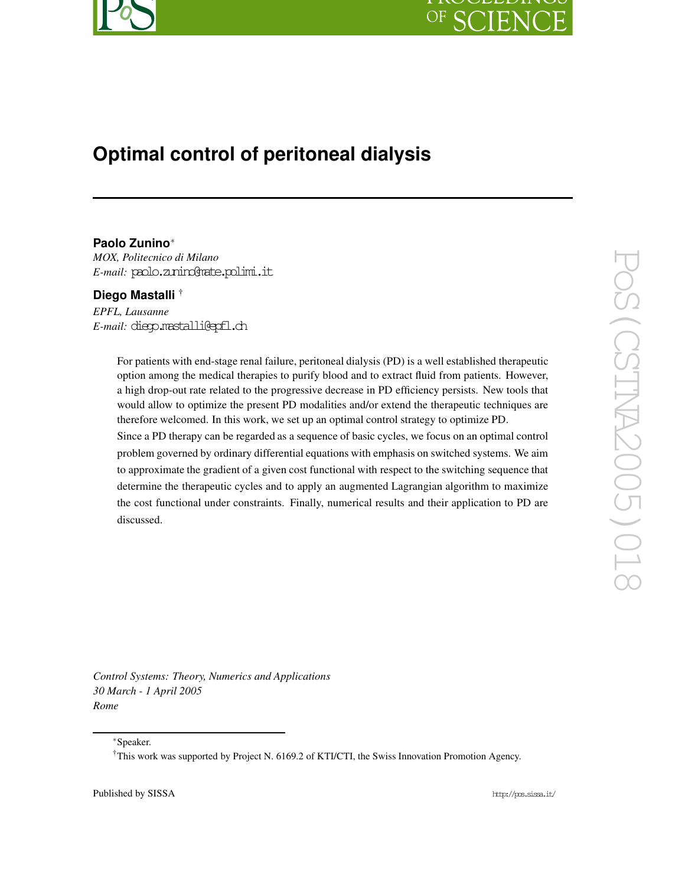# Optimal control of peritoneal dialysis

**Paolo Zunino**[*]
*MOX, Politecnico di Milano*
*E-mail:* paolo.zunino@mate.polimi.it

**Diego Mastalli** [†]
*EPFL, Lausanne*
*E-mail:* diego.mastalli@epfl.ch

For patients with end-stage renal failure, peritoneal dialysis (PD) is a well established therapeutic option among the medical therapies to purify blood and to extract fluid from patients. However, a high drop-out rate related to the progressive decrease in PD efficiency persists. New tools that would allow to optimize the present PD modalities and/or extend the therapeutic techniques are therefore welcomed. In this work, we set up an optimal control strategy to optimize PD.

Since a PD therapy can be regarded as a sequence of basic cycles, we focus on an optimal control problem governed by ordinary differential equations with emphasis on switched systems. We aim to approximate the gradient of a given cost functional with respect to the switching sequence that determine the therapeutic cycles and to apply an augmented Lagrangian algorithm to maximize the cost functional under constraints. Finally, numerical results and their application to PD are discussed.

*Control Systems: Theory, Numerics and Applications*
*30 March - 1 April 2005*
*Rome*

[*] Speaker.

[†] This work was supported by Project N. 6169.2 of KTI/CTI, the Swiss Innovation Promotion Agency.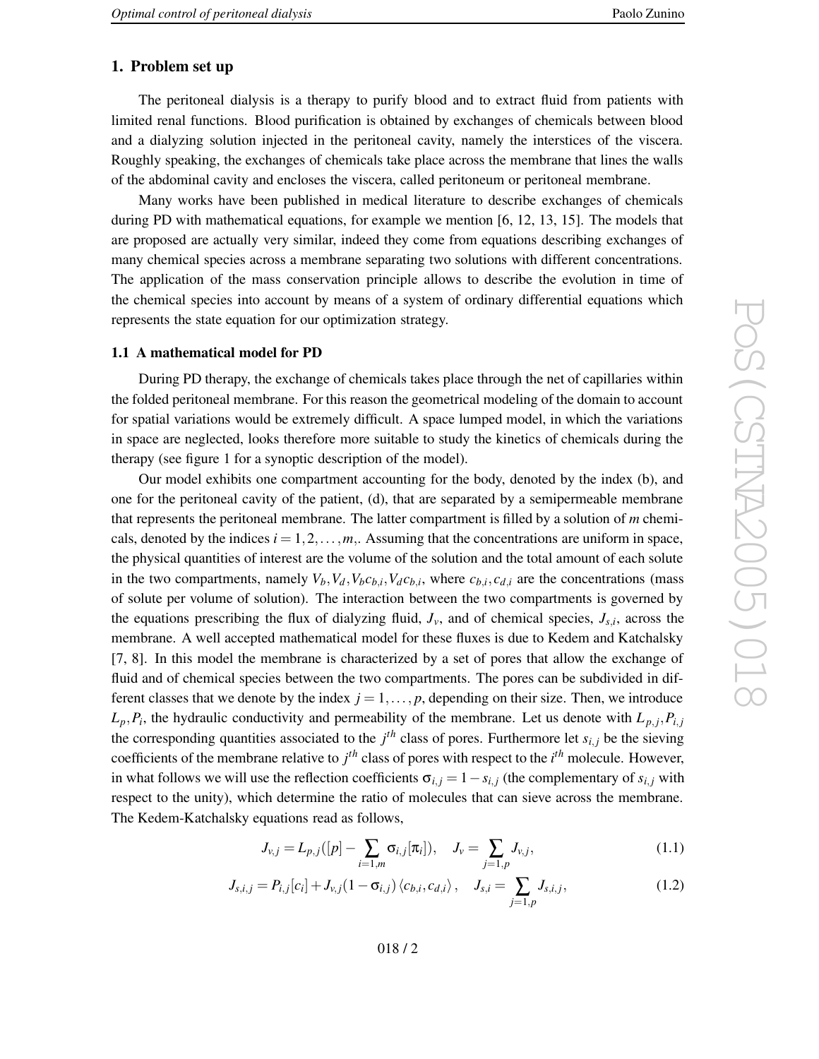## 1. Problem set up

The peritoneal dialysis is a therapy to purify blood and to extract fluid from patients with limited renal functions. Blood purification is obtained by exchanges of chemicals between blood and a dialyzing solution injected in the peritoneal cavity, namely the interstices of the viscera. Roughly speaking, the exchanges of chemicals take place across the membrane that lines the walls of the abdominal cavity and encloses the viscera, called peritoneum or peritoneal membrane.

Many works have been published in medical literature to describe exchanges of chemicals during PD with mathematical equations, for example we mention [6, 12, 13, 15]. The models that are proposed are actually very similar, indeed they come from equations describing exchanges of many chemical species across a membrane separating two solutions with different concentrations. The application of the mass conservation principle allows to describe the evolution in time of the chemical species into account by means of a system of ordinary differential equations which represents the state equation for our optimization strategy.

### 1.1 A mathematical model for PD

During PD therapy, the exchange of chemicals takes place through the net of capillaries within the folded peritoneal membrane. For this reason the geometrical modeling of the domain to account for spatial variations would be extremely difficult. A space lumped model, in which the variations in space are neglected, looks therefore more suitable to study the kinetics of chemicals during the therapy (see figure 1 for a synoptic description of the model).

Our model exhibits one compartment accounting for the body, denoted by the index (b), and one for the peritoneal cavity of the patient, (d), that are separated by a semipermeable membrane that represents the peritoneal membrane. The latter compartment is filled by a solution of $m$ chemicals, denoted by the indices $i = 1, 2, \ldots, m,$. Assuming that the concentrations are uniform in space, the physical quantities of interest are the volume of the solution and the total amount of each solute in the two compartments, namely $V_b, V_d, V_b c_{b,i}, V_d c_{b,i}$, where $c_{b,i}, c_{d,i}$ are the concentrations (mass of solute per volume of solution). The interaction between the two compartments is governed by the equations prescribing the flux of dialyzing fluid, $J_v$, and of chemical species, $J_{s,i}$, across the membrane. A well accepted mathematical model for these fluxes is due to Kedem and Katchalsky [7, 8]. In this model the membrane is characterized by a set of pores that allow the exchange of fluid and of chemical species between the two compartments. The pores can be subdivided in different classes that we denote by the index $j = 1, \ldots, p$, depending on their size. Then, we introduce $L_p, P_i$, the hydraulic conductivity and permeability of the membrane. Let us denote with $L_{p,j}, P_{i,j}$ the corresponding quantities associated to the $j^{th}$ class of pores. Furthermore let $s_{i,j}$ be the sieving coefficients of the membrane relative to $j^{th}$ class of pores with respect to the $i^{th}$ molecule. However, in what follows we will use the reflection coefficients $\sigma_{i,j} = 1 - s_{i,j}$ (the complementary of $s_{i,j}$ with respect to the unity), which determine the ratio of molecules that can sieve across the membrane. The Kedem-Katchalsky equations read as follows,

$$J_{v,j} = L_{p,j}([p] - \sum_{i=1,m} \sigma_{i,j}[\pi_i]), \quad J_v = \sum_{j=1,p} J_{v,j}, \tag{1.1}$$

$$J_{s,i,j} = P_{i,j}[c_i] + J_{v,j}(1 - \sigma_{i,j}) \langle c_{b,i}, c_{d,i} \rangle, \quad J_{s,i} = \sum_{j=1,p} J_{s,i,j}, \tag{1.2}$$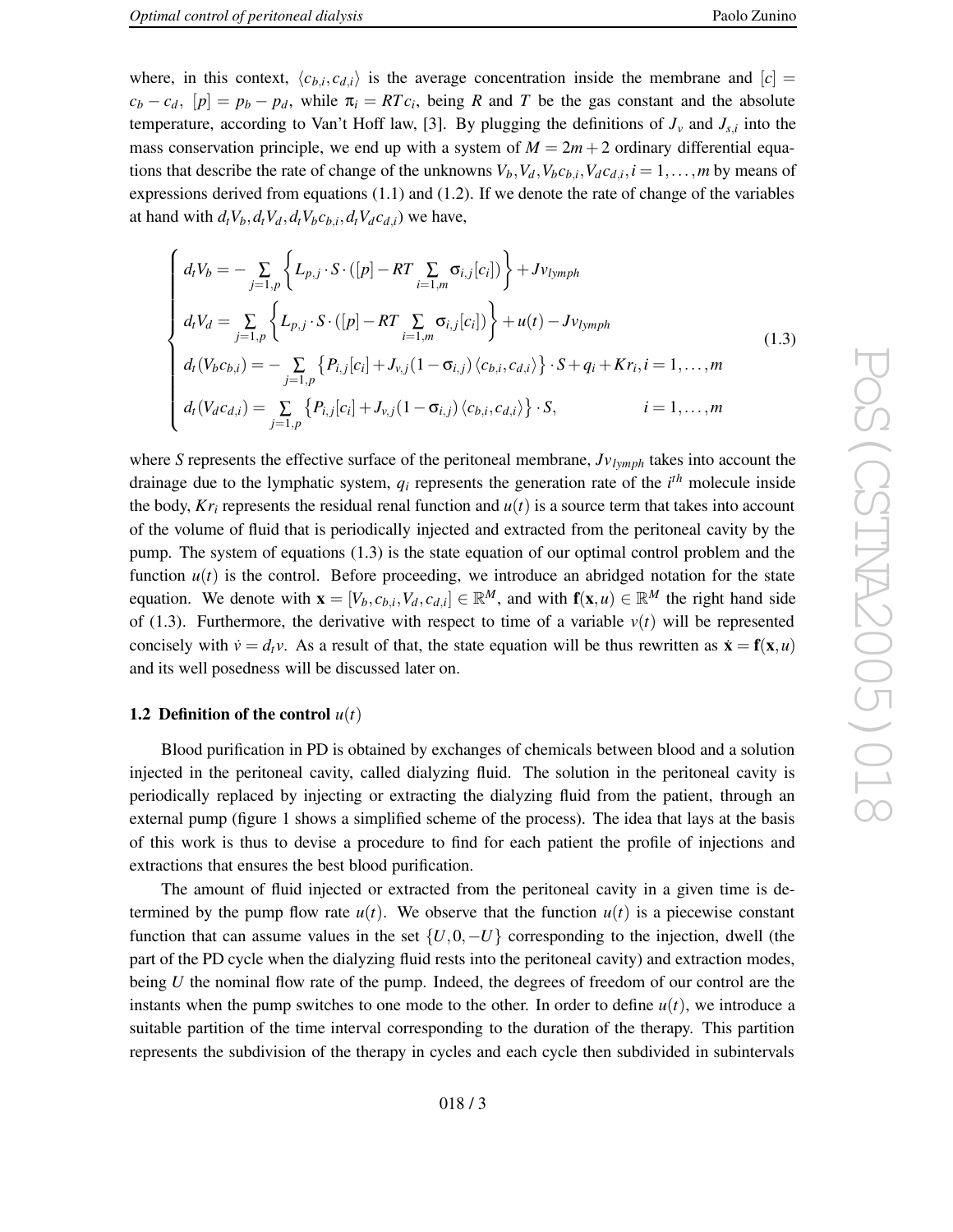where, in this context, $\langle c_{b,i}, c_{d,i} \rangle$ is the average concentration inside the membrane and $[c] = c_b - c_d$, $[p] = p_b - p_d$, while $\pi_i = RTc_i$, being $R$ and $T$ be the gas constant and the absolute temperature, according to Van't Hoff law, [3]. By plugging the definitions of $J_v$ and $J_{s,i}$ into the mass conservation principle, we end up with a system of $M = 2m+2$ ordinary differential equations that describe the rate of change of the unknowns $V_b, V_d, V_b c_{b,i}, V_d c_{d,i}, i = 1, \ldots, m$ by means of expressions derived from equations (1.1) and (1.2). If we denote the rate of change of the variables at hand with $d_t V_b, d_t V_d, d_t V_b c_{b,i}, d_t V_d c_{d,i}$) we have,

$$
\begin{cases}
d_t V_b = -\sum\limits_{j=1,p} \left\{ L_{p,j} \cdot S \cdot \left( [p] - RT \sum\limits_{i=1,m} \sigma_{i,j} [c_i] \right) \right\} + Jv_{lymph} \\
d_t V_d = \sum\limits_{j=1,p} \left\{ L_{p,j} \cdot S \cdot \left( [p] - RT \sum\limits_{i=1,m} \sigma_{i,j} [c_i] \right) \right\} + u(t) - Jv_{lymph} \\
d_t (V_b c_{b,i}) = -\sum\limits_{j=1,p} \left\{ P_{i,j} [c_i] + J_{v,j} (1 - \sigma_{i,j}) \langle c_{b,i}, c_{d,i} \rangle \right\} \cdot S + q_i + Kr_i, i = 1, \ldots, m \\
d_t (V_d c_{d,i}) = \sum\limits_{j=1,p} \left\{ P_{i,j} [c_i] + J_{v,j} (1 - \sigma_{i,j}) \langle c_{b,i}, c_{d,i} \rangle \right\} \cdot S, \qquad i = 1, \ldots, m
\end{cases}
\tag{1.3}
$$

where $S$ represents the effective surface of the peritoneal membrane, $Jv_{lymph}$ takes into account the drainage due to the lymphatic system, $q_i$ represents the generation rate of the $i^{th}$ molecule inside the body, $Kr_i$ represents the residual renal function and $u(t)$ is a source term that takes into account of the volume of fluid that is periodically injected and extracted from the peritoneal cavity by the pump. The system of equations (1.3) is the state equation of our optimal control problem and the function $u(t)$ is the control. Before proceeding, we introduce an abridged notation for the state equation. We denote with $\mathbf{x} = [V_b, c_{b,i}, V_d, c_{d,i}] \in \mathbb{R}^M$, and with $\mathbf{f}(\mathbf{x}, u) \in \mathbb{R}^M$ the right hand side of (1.3). Furthermore, the derivative with respect to time of a variable $v(t)$ will be represented concisely with $\dot{v} = d_t v$. As a result of that, the state equation will be thus rewritten as $\dot{\mathbf{x}} = \mathbf{f}(\mathbf{x}, u)$ and its well posedness will be discussed later on.

### 1.2 Definition of the control $u(t)$

Blood purification in PD is obtained by exchanges of chemicals between blood and a solution injected in the peritoneal cavity, called dialyzing fluid. The solution in the peritoneal cavity is periodically replaced by injecting or extracting the dialyzing fluid from the patient, through an external pump (figure 1 shows a simplified scheme of the process). The idea that lays at the basis of this work is thus to devise a procedure to find for each patient the profile of injections and extractions that ensures the best blood purification.

The amount of fluid injected or extracted from the peritoneal cavity in a given time is determined by the pump flow rate $u(t)$. We observe that the function $u(t)$ is a piecewise constant function that can assume values in the set $\{U, 0, -U\}$ corresponding to the injection, dwell (the part of the PD cycle when the dialyzing fluid rests into the peritoneal cavity) and extraction modes, being $U$ the nominal flow rate of the pump. Indeed, the degrees of freedom of our control are the instants when the pump switches to one mode to the other. In order to define $u(t)$, we introduce a suitable partition of the time interval corresponding to the duration of the therapy. This partition represents the subdivision of the therapy in cycles and each cycle then subdivided in subintervals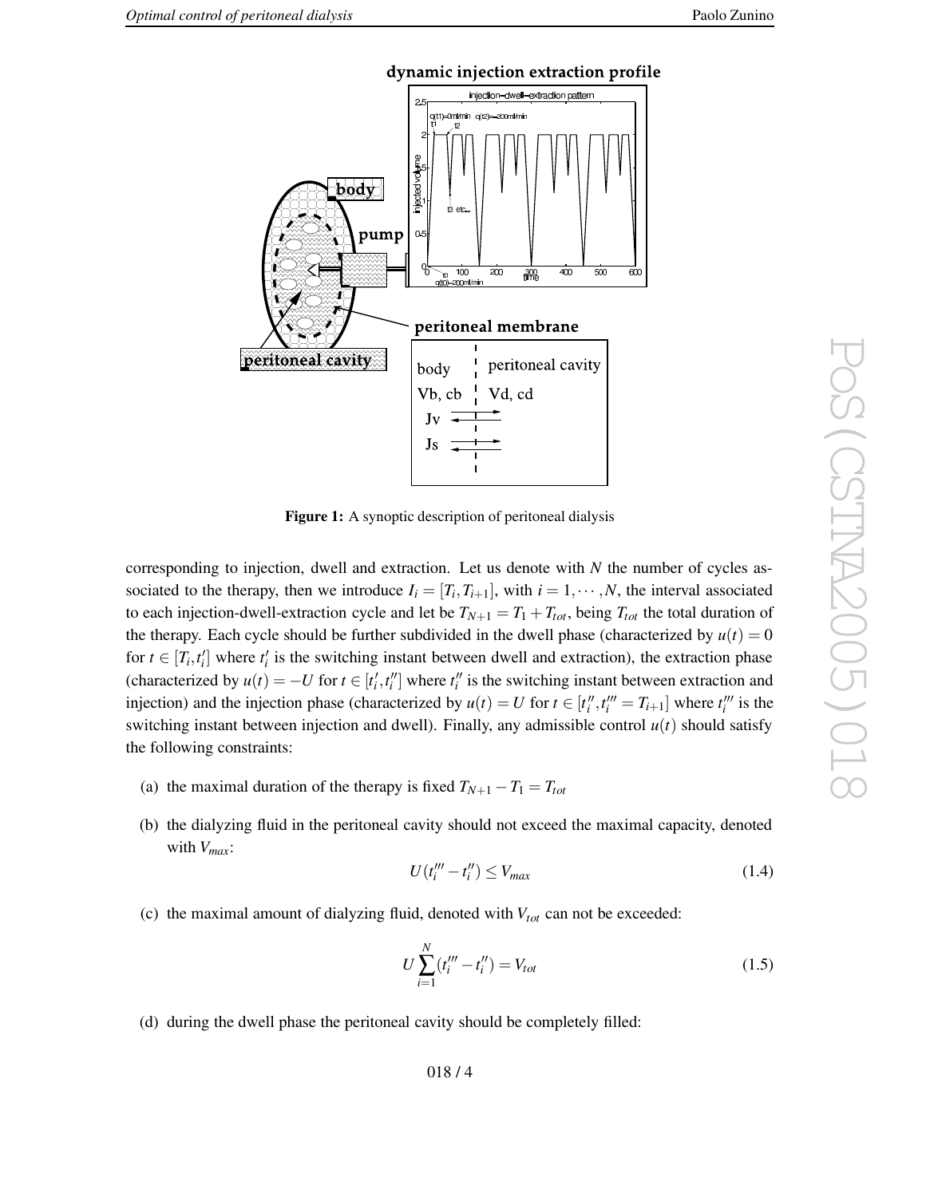Figure 1: A synoptic description of peritoneal dialysis

corresponding to injection, dwell and extraction. Let us denote with $N$ the number of cycles associated to the therapy, then we introduce $I_i = [T_i, T_{i+1}]$, with $i = 1, \cdots, N$, the interval associated to each injection-dwell-extraction cycle and let be $T_{N+1} = T_1 + T_{tot}$, being $T_{tot}$ the total duration of the therapy. Each cycle should be further subdivided in the dwell phase (characterized by $u(t) = 0$ for $t \in [T_i, t_i']$ where $t_i'$ is the switching instant between dwell and extraction), the extraction phase (characterized by $u(t) = -U$ for $t \in [t_i', t_i'']$ where $t_i''$ is the switching instant between extraction and injection) and the injection phase (characterized by $u(t) = U$ for $t \in [t_i'', t_i''' = T_{i+1}]$ where $t_i'''$ is the switching instant between injection and dwell). Finally, any admissible control $u(t)$ should satisfy the following constraints:

(a) the maximal duration of the therapy is fixed $T_{N+1} - T_1 = T_{tot}$

(b) the dialyzing fluid in the peritoneal cavity should not exceed the maximal capacity, denoted with $V_{max}$:

$$U(t_i''' - t_i'') \leq V_{max} \tag{1.4}$$

(c) the maximal amount of dialyzing fluid, denoted with $V_{tot}$ can not be exceeded:

$$U \sum_{i=1}^{N} (t_i''' - t_i'') = V_{tot} \tag{1.5}$$

(d) during the dwell phase the peritoneal cavity should be completely filled: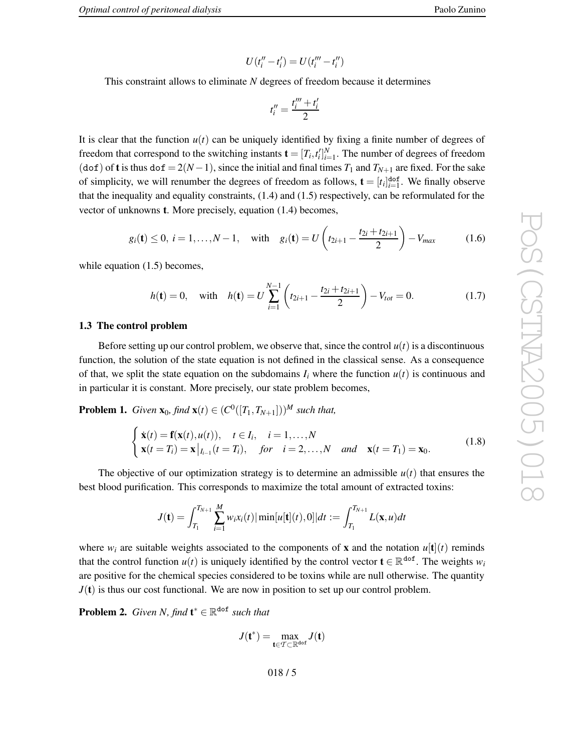$$U(t_i'' - t_i') = U(t_i''' - t_i'')$$

This constraint allows to eliminate $N$ degrees of freedom because it determines

$$t_i'' = \frac{t_i''' + t_i'}{2}$$

It is clear that the function $u(t)$ can be uniquely identified by fixing a finite number of degrees of freedom that correspond to the switching instants $\mathbf{t} = [T_i, t_i']_{i=1}^N$. The number of degrees of freedom ($\texttt{dof}$) of $\mathbf{t}$ is thus $\texttt{dof} = 2(N-1)$, since the initial and final times $T_1$ and $T_{N+1}$ are fixed. For the sake of simplicity, we will renumber the degrees of freedom as follows, $\mathbf{t} = [t_i]_{i=1}^{\texttt{dof}}$. We finally observe that the inequality and equality constraints, (1.4) and (1.5) respectively, can be reformulated for the vector of unknowns $\mathbf{t}$. More precisely, equation (1.4) becomes,

$$g_i(\mathbf{t}) \leq 0, \; i = 1, \ldots, N-1, \quad \text{with} \quad g_i(\mathbf{t}) = U\left(t_{2i+1} - \frac{t_{2i} + t_{2i+1}}{2}\right) - V_{max} \tag{1.6}$$

while equation (1.5) becomes,

$$h(\mathbf{t}) = 0, \quad \text{with} \quad h(\mathbf{t}) = U \sum_{i=1}^{N-1} \left(t_{2i+1} - \frac{t_{2i} + t_{2i+1}}{2}\right) - V_{tot} = 0. \tag{1.7}$$

### 1.3 The control problem

Before setting up our control problem, we observe that, since the control $u(t)$ is a discontinuous function, the solution of the state equation is not defined in the classical sense. As a consequence of that, we split the state equation on the subdomains $I_i$ where the function $u(t)$ is continuous and in particular it is constant. More precisely, our state problem becomes,

**Problem 1.** *Given $\mathbf{x}_0$, find $\mathbf{x}(t) \in (C^0([T_1, T_{N+1}]))^M$ such that,*

$$\begin{cases} \dot{\mathbf{x}}(t) = \mathbf{f}(\mathbf{x}(t), u(t)), \quad t \in I_i, \quad i = 1, \ldots, N \\ \mathbf{x}(t = T_i) = \mathbf{x}\big|_{I_{i-1}}(t = T_i), \quad \text{for} \quad i = 2, \ldots, N \quad \text{and} \quad \mathbf{x}(t = T_1) = \mathbf{x}_0. \end{cases} \tag{1.8}$$

The objective of our optimization strategy is to determine an admissible $u(t)$ that ensures the best blood purification. This corresponds to maximize the total amount of extracted toxins:

$$J(\mathbf{t}) = \int_{T_1}^{T_{N+1}} \sum_{i=1}^{M} w_i x_i(t) |\min[u[\mathbf{t}](t), 0]| dt := \int_{T_1}^{T_{N+1}} L(\mathbf{x}, u) dt$$

where $w_i$ are suitable weights associated to the components of $\mathbf{x}$ and the notation $u[\mathbf{t}](t)$ reminds that the control function $u(t)$ is uniquely identified by the control vector $\mathbf{t} \in \mathbb{R}^{\texttt{dof}}$. The weights $w_i$ are positive for the chemical species considered to be toxins while are null otherwise. The quantity $J(\mathbf{t})$ is thus our cost functional. We are now in position to set up our control problem.

**Problem 2.** *Given $N$, find $\mathbf{t}^* \in \mathbb{R}^{\texttt{dof}}$ such that*

$$J(\mathbf{t}^*) = \max_{\mathbf{t} \in \mathcal{T} \subset \mathbb{R}^{\texttt{dof}}} J(\mathbf{t})$$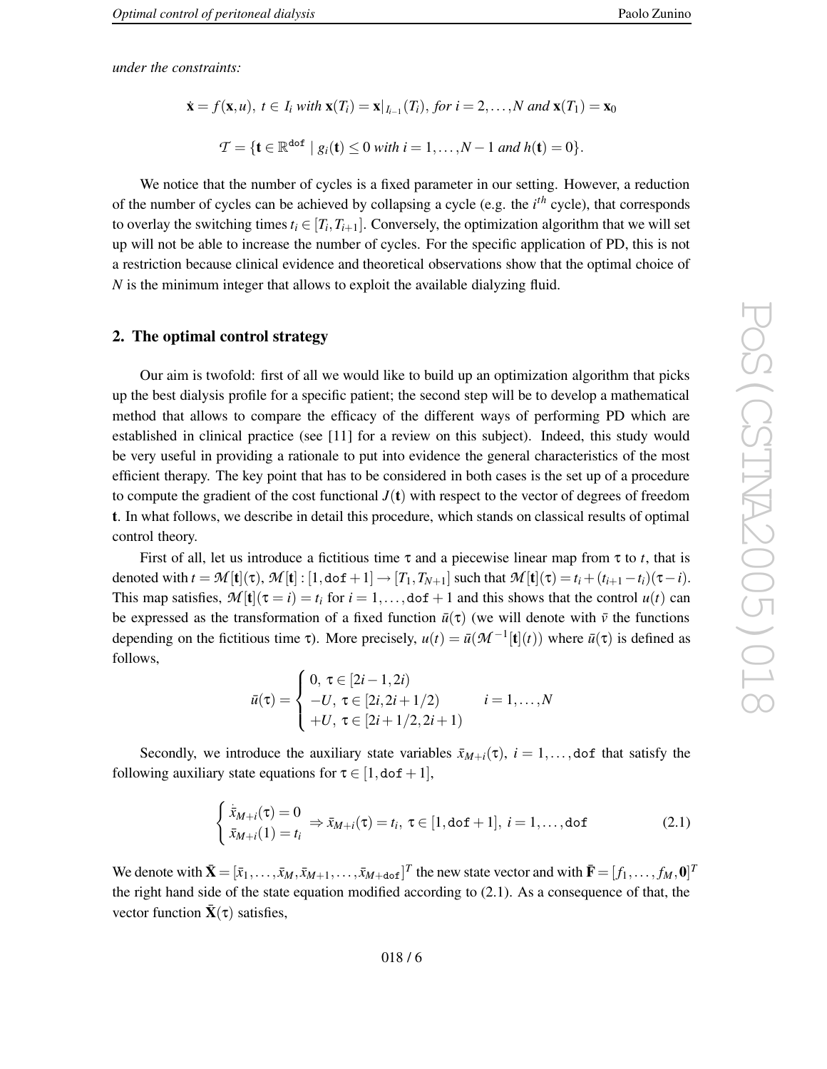*under the constraints:*

$$\dot{\mathbf{x}} = f(\mathbf{x},u),\ t \in I_i \text{ with } \mathbf{x}(T_i) = \mathbf{x}|_{I_{i-1}}(T_i), \text{ for } i = 2,\dots,N \text{ and } \mathbf{x}(T_1) = \mathbf{x}_0$$

$$\mathcal{T} = \{\mathbf{t} \in \mathbb{R}^{\mathtt{dof}} \mid g_i(\mathbf{t}) \leq 0 \text{ with } i = 1,\dots,N-1 \text{ and } h(\mathbf{t}) = 0\}.$$

We notice that the number of cycles is a fixed parameter in our setting. However, a reduction of the number of cycles can be achieved by collapsing a cycle (e.g. the $i^{th}$ cycle), that corresponds to overlay the switching times $t_i \in [T_i, T_{i+1}]$. Conversely, the optimization algorithm that we will set up will not be able to increase the number of cycles. For the specific application of PD, this is not a restriction because clinical evidence and theoretical observations show that the optimal choice of $N$ is the minimum integer that allows to exploit the available dialyzing fluid.

## 2. The optimal control strategy

Our aim is twofold: first of all we would like to build up an optimization algorithm that picks up the best dialysis profile for a specific patient; the second step will be to develop a mathematical method that allows to compare the efficacy of the different ways of performing PD which are established in clinical practice (see [11] for a review on this subject). Indeed, this study would be very useful in providing a rationale to put into evidence the general characteristics of the most efficient therapy. The key point that has to be considered in both cases is the set up of a procedure to compute the gradient of the cost functional $J(\mathbf{t})$ with respect to the vector of degrees of freedom $\mathbf{t}$. In what follows, we describe in detail this procedure, which stands on classical results of optimal control theory.

First of all, let us introduce a fictitious time $\tau$ and a piecewise linear map from $\tau$ to $t$, that is denoted with $t = \mathcal{M}[\mathbf{t}](\tau)$, $\mathcal{M}[\mathbf{t}] : [1, \mathtt{dof}+1] \to [T_1, T_{N+1}]$ such that $\mathcal{M}[\mathbf{t}](\tau) = t_i + (t_{i+1} - t_i)(\tau - i)$. This map satisfies, $\mathcal{M}[\mathbf{t}](\tau = i) = t_i$ for $i = 1,\dots,\mathtt{dof}+1$ and this shows that the control $u(t)$ can be expressed as the transformation of a fixed function $\bar{u}(\tau)$ (we will denote with $\bar{v}$ the functions depending on the fictitious time $\tau$). More precisely, $u(t) = \bar{u}(\mathcal{M}^{-1}[\mathbf{t}](t))$ where $\bar{u}(\tau)$ is defined as follows,

$$\bar{u}(\tau) = \begin{cases} 0,\ \tau \in [2i-1, 2i) \\ -U,\ \tau \in [2i, 2i+1/2) \\ +U,\ \tau \in [2i+1/2, 2i+1) \end{cases} \qquad i = 1,\dots,N$$

Secondly, we introduce the auxiliary state variables $\bar{x}_{M+i}(\tau)$, $i = 1,\dots,\mathtt{dof}$ that satisfy the following auxiliary state equations for $\tau \in [1, \mathtt{dof}+1]$,

$$\begin{cases} \dot{\bar{x}}_{M+i}(\tau) = 0 \\ \bar{x}_{M+i}(1) = t_i \end{cases} \Rightarrow \bar{x}_{M+i}(\tau) = t_i,\ \tau \in [1, \mathtt{dof}+1],\ i = 1,\dots,\mathtt{dof} \tag{2.1}$$

We denote with $\bar{\mathbf{X}} = [\bar{x}_1,\dots,\bar{x}_M,\bar{x}_{M+1},\dots,\bar{x}_{M+\mathtt{dof}}]^T$ the new state vector and with $\bar{\mathbf{F}} = [f_1,\dots,f_M,\mathbf{0}]^T$ the right hand side of the state equation modified according to (2.1). As a consequence of that, the vector function $\bar{\mathbf{X}}(\tau)$ satisfies,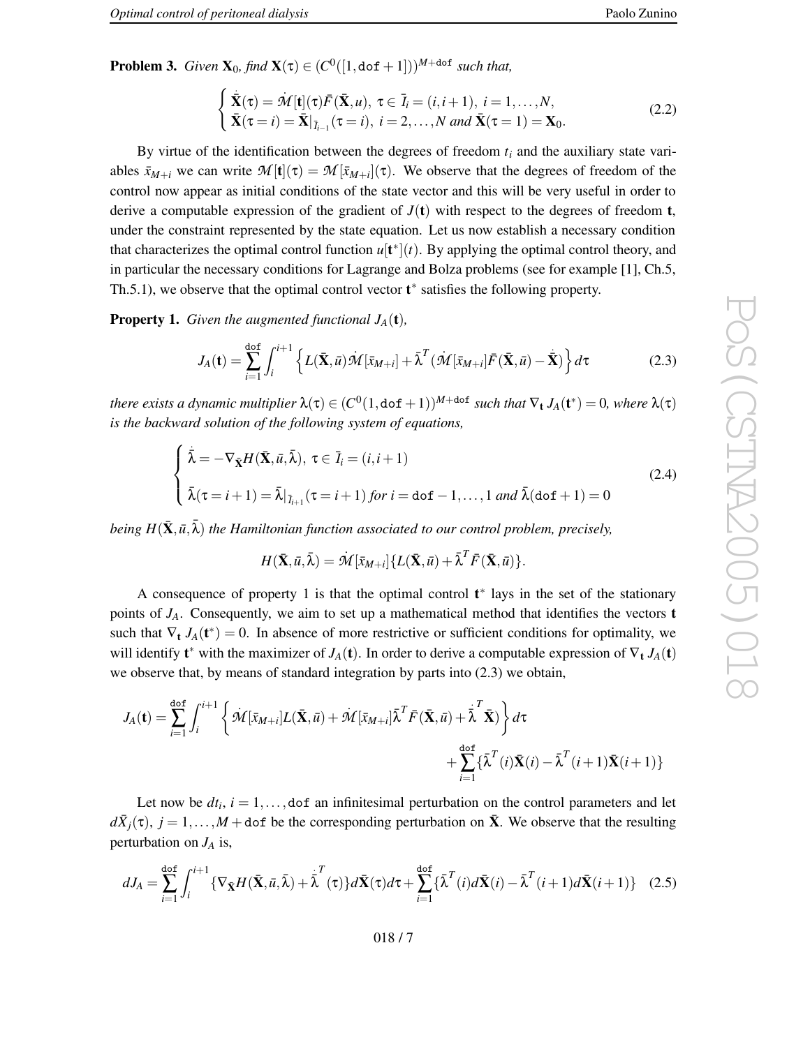**Problem 3.** *Given $\mathbf{X}_0$, find $\mathbf{X}(\tau) \in (C^0([1, \mathtt{dof}+1]))^{M+\mathtt{dof}}$ such that,*

$$
\begin{cases}
\dot{\bar{\mathbf{X}}}(\tau) = \dot{\mathcal{M}}[\mathbf{t}](\tau)\bar{F}(\bar{\mathbf{X}}, u),\ \tau \in \bar{I}_i = (i, i+1),\ i = 1, \ldots, N, \\
\bar{\mathbf{X}}(\tau = i) = \bar{\mathbf{X}}|_{\bar{I}_{i-1}}(\tau = i),\ i = 2, \ldots, N \text{ and } \bar{\mathbf{X}}(\tau = 1) = \mathbf{X}_0.
\end{cases}
\tag{2.2}
$$

By virtue of the identification between the degrees of freedom $t_i$ and the auxiliary state variables $\bar{x}_{M+i}$ we can write $\mathcal{M}[\mathbf{t}](\tau) = \mathcal{M}[\bar{x}_{M+i}](\tau)$. We observe that the degrees of freedom of the control now appear as initial conditions of the state vector and this will be very useful in order to derive a computable expression of the gradient of $J(\mathbf{t})$ with respect to the degrees of freedom $\mathbf{t}$, under the constraint represented by the state equation. Let us now establish a necessary condition that characterizes the optimal control function $u[\mathbf{t}^*](t)$. By applying the optimal control theory, and in particular the necessary conditions for Lagrange and Bolza problems (see for example [1], Ch.5, Th.5.1), we observe that the optimal control vector $\mathbf{t}^*$ satisfies the following property.

**Property 1.** *Given the augmented functional $J_A(\mathbf{t})$,*

$$
J_A(\mathbf{t}) = \sum_{i=1}^{\mathtt{dof}} \int_i^{i+1} \left\{ L(\bar{\mathbf{X}}, \bar{u})\dot{\mathcal{M}}[\bar{x}_{M+i}] + \bar{\lambda}^T(\dot{\mathcal{M}}[\bar{x}_{M+i}]\bar{F}(\bar{\mathbf{X}}, \bar{u}) - \dot{\bar{\mathbf{X}}}) \right\} d\tau
\tag{2.3}
$$

*there exists a dynamic multiplier $\lambda(\tau) \in (C^0(1, \mathtt{dof}+1))^{M+\mathtt{dof}}$ such that $\nabla_{\mathbf{t}} J_A(\mathbf{t}^*) = 0$, where $\lambda(\tau)$ is the backward solution of the following system of equations,*

$$
\begin{cases}
\dot{\bar{\lambda}} = -\nabla_{\bar{\mathbf{X}}} H(\bar{\mathbf{X}}, \bar{u}, \bar{\lambda}),\ \tau \in \bar{I}_i = (i, i+1) \\
\bar{\lambda}(\tau = i+1) = \bar{\lambda}|_{\bar{I}_{i+1}}(\tau = i+1) \text{ for } i = \mathtt{dof}-1, \ldots, 1 \text{ and } \bar{\lambda}(\mathtt{dof}+1) = 0
\end{cases}
\tag{2.4}
$$

*being $H(\bar{\mathbf{X}}, \bar{u}, \bar{\lambda})$ the Hamiltonian function associated to our control problem, precisely,*

$$
H(\bar{\mathbf{X}}, \bar{u}, \bar{\lambda}) = \dot{\mathcal{M}}[\bar{x}_{M+i}]\{L(\bar{\mathbf{X}}, \bar{u}) + \bar{\lambda}^T \bar{F}(\bar{\mathbf{X}}, \bar{u})\}.
$$

A consequence of property 1 is that the optimal control $\mathbf{t}^*$ lays in the set of the stationary points of $J_A$. Consequently, we aim to set up a mathematical method that identifies the vectors $\mathbf{t}$ such that $\nabla_{\mathbf{t}} J_A(\mathbf{t}^*) = 0$. In absence of more restrictive or sufficient conditions for optimality, we will identify $\mathbf{t}^*$ with the maximizer of $J_A(\mathbf{t})$. In order to derive a computable expression of $\nabla_{\mathbf{t}} J_A(\mathbf{t})$ we observe that, by means of standard integration by parts into (2.3) we obtain,

$$
J_A(\mathbf{t}) = \sum_{i=1}^{\mathtt{dof}} \int_i^{i+1} \left\{ \dot{\mathcal{M}}[\bar{x}_{M+i}]L(\bar{\mathbf{X}}, \bar{u}) + \dot{\mathcal{M}}[\bar{x}_{M+i}]\bar{\lambda}^T \bar{F}(\bar{\mathbf{X}}, \bar{u}) + \dot{\bar{\lambda}}^T \bar{\mathbf{X}} \right\} d\tau
+ \sum_{i=1}^{\mathtt{dof}} \{\bar{\lambda}^T(i)\bar{\mathbf{X}}(i) - \bar{\lambda}^T(i+1)\bar{\mathbf{X}}(i+1)\}
$$

Let now be $dt_i$, $i = 1, \ldots, \mathtt{dof}$ an infinitesimal perturbation on the control parameters and let $d\bar{X}_j(\tau)$, $j = 1, \ldots, M + \mathtt{dof}$ be the corresponding perturbation on $\bar{\mathbf{X}}$. We observe that the resulting perturbation on $J_A$ is,

$$
dJ_A = \sum_{i=1}^{\mathtt{dof}} \int_i^{i+1} \{\nabla_{\bar{\mathbf{X}}} H(\bar{\mathbf{X}}, \bar{u}, \bar{\lambda}) + \dot{\bar{\lambda}}^T(\tau)\} d\bar{\mathbf{X}}(\tau) d\tau + \sum_{i=1}^{\mathtt{dof}} \{\bar{\lambda}^T(i) d\bar{\mathbf{X}}(i) - \bar{\lambda}^T(i+1) d\bar{\mathbf{X}}(i+1)\}
\tag{2.5}
$$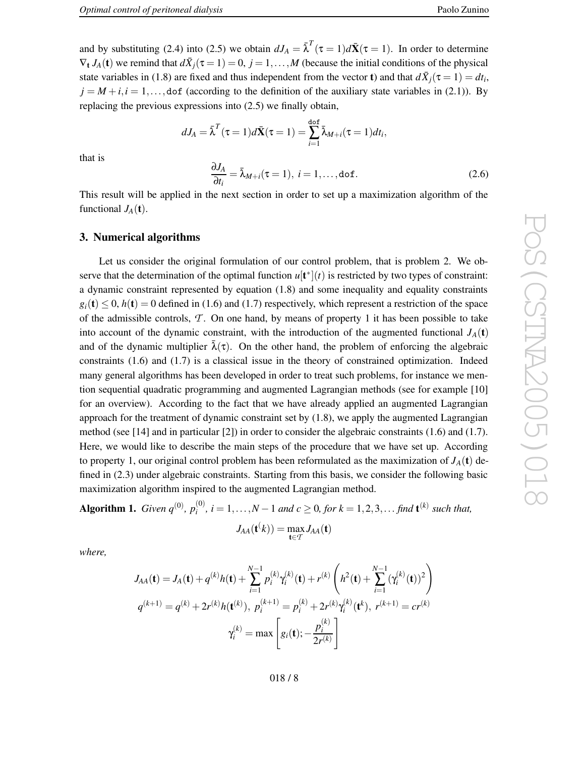and by substituting (2.4) into (2.5) we obtain $dJ_A = \bar{\lambda}^T(\tau=1)d\bar{\mathbf{X}}(\tau=1)$. In order to determine $\nabla_{\mathbf{t}} J_A(\mathbf{t})$ we remind that $d\bar{X}_j(\tau=1)=0$, $j=1,\dots,M$ (because the initial conditions of the physical state variables in (1.8) are fixed and thus independent from the vector $\mathbf{t}$) and that $d\bar{X}_j(\tau=1)=dt_i$, $j=M+i, i=1,\dots,\mathtt{dof}$ (according to the definition of the auxiliary state variables in (2.1)). By replacing the previous expressions into (2.5) we finally obtain,

$$dJ_A = \bar{\lambda}^T(\tau=1)d\bar{\mathbf{X}}(\tau=1) = \sum_{i=1}^{\mathtt{dof}} \bar{\lambda}_{M+i}(\tau=1)dt_i,$$

that is

$$\frac{\partial J_A}{\partial t_i} = \bar{\lambda}_{M+i}(\tau=1),\ i=1,\dots,\mathtt{dof}. \tag{2.6}$$

This result will be applied in the next section in order to set up a maximization algorithm of the functional $J_A(\mathbf{t})$.

## 3. Numerical algorithms

Let us consider the original formulation of our control problem, that is problem 2. We observe that the determination of the optimal function $u[\mathbf{t}^*](t)$ is restricted by two types of constraint: a dynamic constraint represented by equation (1.8) and some inequality and equality constraints $g_i(\mathbf{t}) \leq 0$, $h(\mathbf{t}) = 0$ defined in (1.6) and (1.7) respectively, which represent a restriction of the space of the admissible controls, $\mathcal{T}$. On one hand, by means of property 1 it has been possible to take into account of the dynamic constraint, with the introduction of the augmented functional $J_A(\mathbf{t})$ and of the dynamic multiplier $\bar{\lambda}(\tau)$. On the other hand, the problem of enforcing the algebraic constraints (1.6) and (1.7) is a classical issue in the theory of constrained optimization. Indeed many general algorithms has been developed in order to treat such problems, for instance we mention sequential quadratic programming and augmented Lagrangian methods (see for example [10] for an overview). According to the fact that we have already applied an augmented Lagrangian approach for the treatment of dynamic constraint set by (1.8), we apply the augmented Lagrangian method (see [14] and in particular [2]) in order to consider the algebraic constraints (1.6) and (1.7). Here, we would like to describe the main steps of the procedure that we have set up. According to property 1, our original control problem has been reformulated as the maximization of $J_A(\mathbf{t})$ defined in (2.3) under algebraic constraints. Starting from this basis, we consider the following basic maximization algorithm inspired to the augmented Lagrangian method.

**Algorithm 1.** *Given $q^{(0)}$, $p_i^{(0)}$, $i=1,\dots,N-1$ and $c \geq 0$, for $k=1,2,3,\dots$ find $\mathbf{t}^{(k)}$ such that,*

$$J_{AA}(\mathbf{t}^(k)) = \max_{\mathbf{t}\in\mathcal{T}} J_{AA}(\mathbf{t})$$

*where,*

$$J_{AA}(\mathbf{t}) = J_A(\mathbf{t}) + q^{(k)}h(\mathbf{t}) + \sum_{i=1}^{N-1} p_i^{(k)}\gamma_i^{(k)}(\mathbf{t}) + r^{(k)}\left(h^2(\mathbf{t}) + \sum_{i=1}^{N-1}(\gamma_i^{(k)}(\mathbf{t}))^2\right)$$

$$q^{(k+1)} = q^{(k)} + 2r^{(k)}h(\mathbf{t}^{(k)}),\ p_i^{(k+1)} = p_i^{(k)} + 2r^{(k)}\gamma_i^{(k)}(\mathbf{t}^k),\ r^{(k+1)} = cr^{(k)}$$

$$\gamma_i^{(k)} = \max\left[g_i(\mathbf{t}); -\frac{p_i^{(k)}}{2r^{(k)}}\right]$$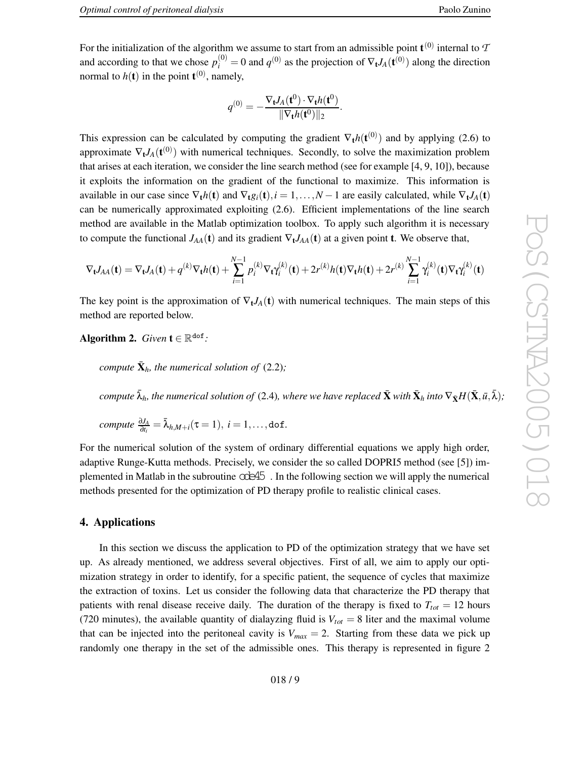For the initialization of the algorithm we assume to start from an admissible point $\mathbf{t}^{(0)}$ internal to $\mathcal{T}$ and according to that we chose $p_i^{(0)} = 0$ and $q^{(0)}$ as the projection of $\nabla_{\mathbf{t}} J_A(\mathbf{t}^{(0)})$ along the direction normal to $h(\mathbf{t})$ in the point $\mathbf{t}^{(0)}$, namely,

$$q^{(0)} = -\frac{\nabla_{\mathbf{t}} J_A(\mathbf{t}^0) \cdot \nabla_{\mathbf{t}} h(\mathbf{t}^0)}{\|\nabla_{\mathbf{t}} h(\mathbf{t}^0)\|_2}.$$

This expression can be calculated by computing the gradient $\nabla_{\mathbf{t}} h(\mathbf{t}^{(0)})$ and by applying (2.6) to approximate $\nabla_{\mathbf{t}} J_A(\mathbf{t}^{(0)})$ with numerical techniques. Secondly, to solve the maximization problem that arises at each iteration, we consider the line search method (see for example [4, 9, 10]), because it exploits the information on the gradient of the functional to maximize. This information is available in our case since $\nabla_{\mathbf{t}} h(\mathbf{t})$ and $\nabla_{\mathbf{t}} g_i(\mathbf{t}), i = 1, \dots, N-1$ are easily calculated, while $\nabla_{\mathbf{t}} J_A(\mathbf{t})$ can be numerically approximated exploiting (2.6). Efficient implementations of the line search method are available in the Matlab optimization toolbox. To apply such algorithm it is necessary to compute the functional $J_{AA}(\mathbf{t})$ and its gradient $\nabla_{\mathbf{t}} J_{AA}(\mathbf{t})$ at a given point $\mathbf{t}$. We observe that,

$$\nabla_{\mathbf{t}} J_{AA}(\mathbf{t}) = \nabla_{\mathbf{t}} J_A(\mathbf{t}) + q^{(k)} \nabla_{\mathbf{t}} h(\mathbf{t}) + \sum_{i=1}^{N-1} p_i^{(k)} \nabla_{\mathbf{t}} \gamma_i^{(k)}(\mathbf{t}) + 2r^{(k)} h(\mathbf{t}) \nabla_{\mathbf{t}} h(\mathbf{t}) + 2r^{(k)} \sum_{i=1}^{N-1} \gamma_i^{(k)}(\mathbf{t}) \nabla_{\mathbf{t}} \gamma_i^{(k)}(\mathbf{t})$$

The key point is the approximation of $\nabla_{\mathbf{t}} J_A(\mathbf{t})$ with numerical techniques. The main steps of this method are reported below.

**Algorithm 2.** *Given* $\mathbf{t} \in \mathbb{R}^{\texttt{dof}}$*:*

> *compute* $\bar{\mathbf{X}}_h$*, the numerical solution of* (2.2)*;*
>
> *compute* $\bar{\lambda}_h$*, the numerical solution of* (2.4)*, where we have replaced* $\bar{\mathbf{X}}$ *with* $\bar{\mathbf{X}}_h$ *into* $\nabla_{\bar{\mathbf{X}}} H(\bar{\mathbf{X}}, \bar{u}, \bar{\lambda})$*;*
>
> *compute* $\frac{\partial J_A}{\partial t_i} = \bar{\lambda}_{h,M+i}(\tau = 1),\ i = 1, \dots, \texttt{dof}$.

For the numerical solution of the system of ordinary differential equations we apply high order, adaptive Runge-Kutta methods. Precisely, we consider the so called DOPRI5 method (see [5]) implemented in Matlab in the subroutine `ode45`. In the following section we will apply the numerical methods presented for the optimization of PD therapy profile to realistic clinical cases.

## 4. Applications

In this section we discuss the application to PD of the optimization strategy that we have set up. As already mentioned, we address several objectives. First of all, we aim to apply our optimization strategy in order to identify, for a specific patient, the sequence of cycles that maximize the extraction of toxins. Let us consider the following data that characterize the PD therapy that patients with renal disease receive daily. The duration of the therapy is fixed to $T_{tot} = 12$ hours (720 minutes), the available quantity of dialayzing fluid is $V_{tot} = 8$ liter and the maximal volume that can be injected into the peritoneal cavity is $V_{max} = 2$. Starting from these data we pick up randomly one therapy in the set of the admissible ones. This therapy is represented in figure 2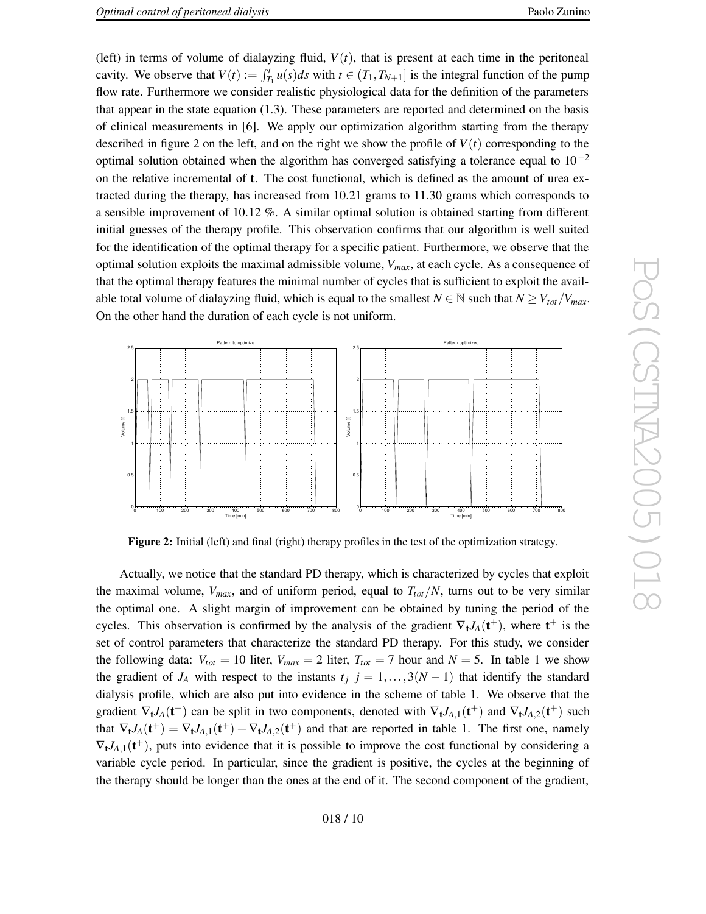(left) in terms of volume of dialayzing fluid, $V(t)$, that is present at each time in the peritoneal cavity. We observe that $V(t) := \int_{T_1}^{t} u(s)ds$ with $t \in (T_1, T_{N+1}]$ is the integral function of the pump flow rate. Furthermore we consider realistic physiological data for the definition of the parameters that appear in the state equation (1.3). These parameters are reported and determined on the basis of clinical measurements in [6]. We apply our optimization algorithm starting from the therapy described in figure 2 on the left, and on the right we show the profile of $V(t)$ corresponding to the optimal solution obtained when the algorithm has converged satisfying a tolerance equal to $10^{-2}$ on the relative incremental of $\mathbf{t}$. The cost functional, which is defined as the amount of urea extracted during the therapy, has increased from 10.21 grams to 11.30 grams which corresponds to a sensible improvement of 10.12 %. A similar optimal solution is obtained starting from different initial guesses of the therapy profile. This observation confirms that our algorithm is well suited for the identification of the optimal therapy for a specific patient. Furthermore, we observe that the optimal solution exploits the maximal admissible volume, $V_{max}$, at each cycle. As a consequence of that the optimal therapy features the minimal number of cycles that is sufficient to exploit the available total volume of dialayzing fluid, which is equal to the smallest $N \in \mathbb{N}$ such that $N \geq V_{tot}/V_{max}$. On the other hand the duration of each cycle is not uniform.

**Figure 2:** Initial (left) and final (right) therapy profiles in the test of the optimization strategy.

Actually, we notice that the standard PD therapy, which is characterized by cycles that exploit the maximal volume, $V_{max}$, and of uniform period, equal to $T_{tot}/N$, turns out to be very similar the optimal one. A slight margin of improvement can be obtained by tuning the period of the cycles. This observation is confirmed by the analysis of the gradient $\nabla_{\mathbf{t}} J_A(\mathbf{t}^+)$, where $\mathbf{t}^+$ is the set of control parameters that characterize the standard PD therapy. For this study, we consider the following data: $V_{tot} = 10$ liter, $V_{max} = 2$ liter, $T_{tot} = 7$ hour and $N = 5$. In table 1 we show the gradient of $J_A$ with respect to the instants $t_j$ $j = 1, \ldots, 3(N-1)$ that identify the standard dialysis profile, which are also put into evidence in the scheme of table 1. We observe that the gradient $\nabla_{\mathbf{t}} J_A(\mathbf{t}^+)$ can be split in two components, denoted with $\nabla_{\mathbf{t}} J_{A,1}(\mathbf{t}^+)$ and $\nabla_{\mathbf{t}} J_{A,2}(\mathbf{t}^+)$ such that $\nabla_{\mathbf{t}} J_A(\mathbf{t}^+) = \nabla_{\mathbf{t}} J_{A,1}(\mathbf{t}^+) + \nabla_{\mathbf{t}} J_{A,2}(\mathbf{t}^+)$ and that are reported in table 1. The first one, namely $\nabla_{\mathbf{t}} J_{A,1}(\mathbf{t}^+)$, puts into evidence that it is possible to improve the cost functional by considering a variable cycle period. In particular, since the gradient is positive, the cycles at the beginning of the therapy should be longer than the ones at the end of it. The second component of the gradient,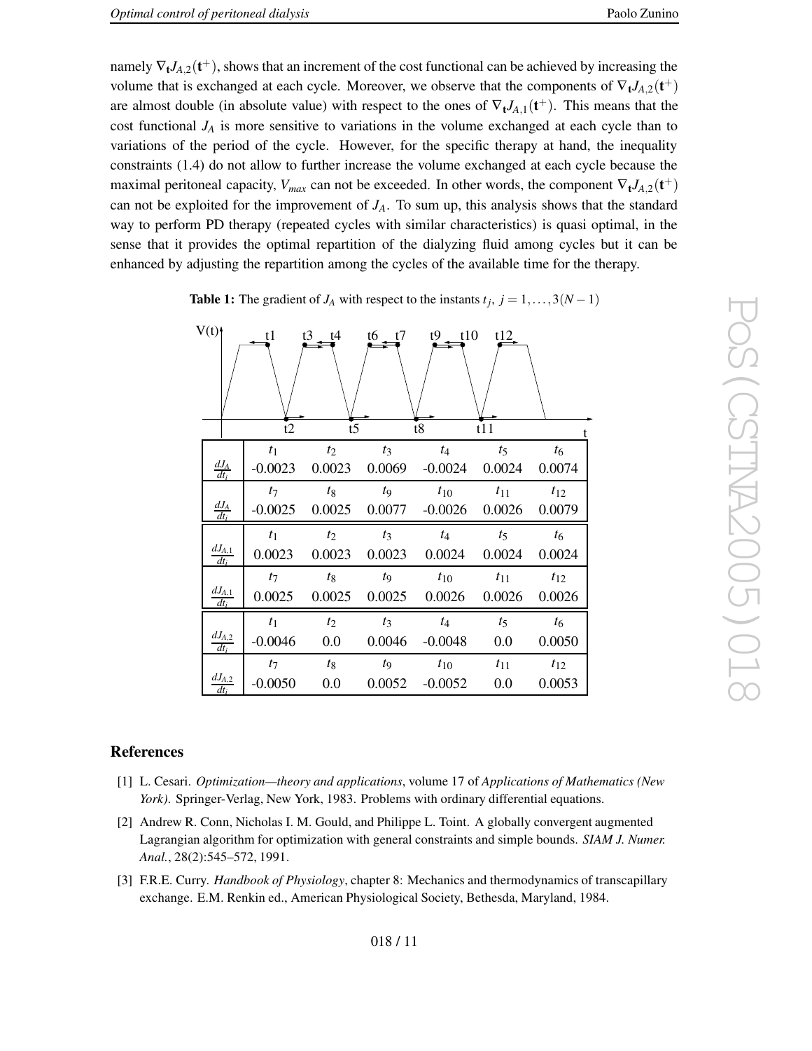namely $\nabla_{\mathbf{t}} J_{A,2}(\mathbf{t}^+)$, shows that an increment of the cost functional can be achieved by increasing the volume that is exchanged at each cycle. Moreover, we observe that the components of $\nabla_{\mathbf{t}} J_{A,2}(\mathbf{t}^+)$ are almost double (in absolute value) with respect to the ones of $\nabla_{\mathbf{t}} J_{A,1}(\mathbf{t}^+)$. This means that the cost functional $J_A$ is more sensitive to variations in the volume exchanged at each cycle than to variations of the period of the cycle. However, for the specific therapy at hand, the inequality constraints (1.4) do not allow to further increase the volume exchanged at each cycle because the maximal peritoneal capacity, $V_{max}$ can not be exceeded. In other words, the component $\nabla_{\mathbf{t}} J_{A,2}(\mathbf{t}^+)$ can not be exploited for the improvement of $J_A$. To sum up, this analysis shows that the standard way to perform PD therapy (repeated cycles with similar characteristics) is quasi optimal, in the sense that it provides the optimal repartition of the dialyzing fluid among cycles but it can be enhanced by adjusting the repartition among the cycles of the available time for the therapy.

**Table 1:** The gradient of $J_A$ with respect to the instants $t_j$, $j = 1, \ldots, 3(N-1)$

| | $t_1$ | $t_2$ | $t_3$ | $t_4$ | $t_5$ | $t_6$ |
|---|---|---|---|---|---|---|
| $\frac{dJ_A}{dt_i}$ | -0.0023 | 0.0023 | 0.0069 | -0.0024 | 0.0024 | 0.0074 |
| | $t_7$ | $t_8$ | $t_9$ | $t_{10}$ | $t_{11}$ | $t_{12}$ |
| $\frac{dJ_A}{dt_i}$ | -0.0025 | 0.0025 | 0.0077 | -0.0026 | 0.0026 | 0.0079 |
| | $t_1$ | $t_2$ | $t_3$ | $t_4$ | $t_5$ | $t_6$ |
| $\frac{dJ_{A,1}}{dt_i}$ | 0.0023 | 0.0023 | 0.0023 | 0.0024 | 0.0024 | 0.0024 |
| | $t_7$ | $t_8$ | $t_9$ | $t_{10}$ | $t_{11}$ | $t_{12}$ |
| $\frac{dJ_{A,1}}{dt_i}$ | 0.0025 | 0.0025 | 0.0025 | 0.0026 | 0.0026 | 0.0026 |
| | $t_1$ | $t_2$ | $t_3$ | $t_4$ | $t_5$ | $t_6$ |
| $\frac{dJ_{A,2}}{dt_i}$ | -0.0046 | 0.0 | 0.0046 | -0.0048 | 0.0 | 0.0050 |
| | $t_7$ | $t_8$ | $t_9$ | $t_{10}$ | $t_{11}$ | $t_{12}$ |
| $\frac{dJ_{A,2}}{dt_i}$ | -0.0050 | 0.0 | 0.0052 | -0.0052 | 0.0 | 0.0053 |

## References

[1] L. Cesari. *Optimization—theory and applications*, volume 17 of *Applications of Mathematics (New York)*. Springer-Verlag, New York, 1983. Problems with ordinary differential equations.

[2] Andrew R. Conn, Nicholas I. M. Gould, and Philippe L. Toint. A globally convergent augmented Lagrangian algorithm for optimization with general constraints and simple bounds. *SIAM J. Numer. Anal.*, 28(2):545–572, 1991.

[3] F.R.E. Curry. *Handbook of Physiology*, chapter 8: Mechanics and thermodynamics of transcapillary exchange. E.M. Renkin ed., American Physiological Society, Bethesda, Maryland, 1984.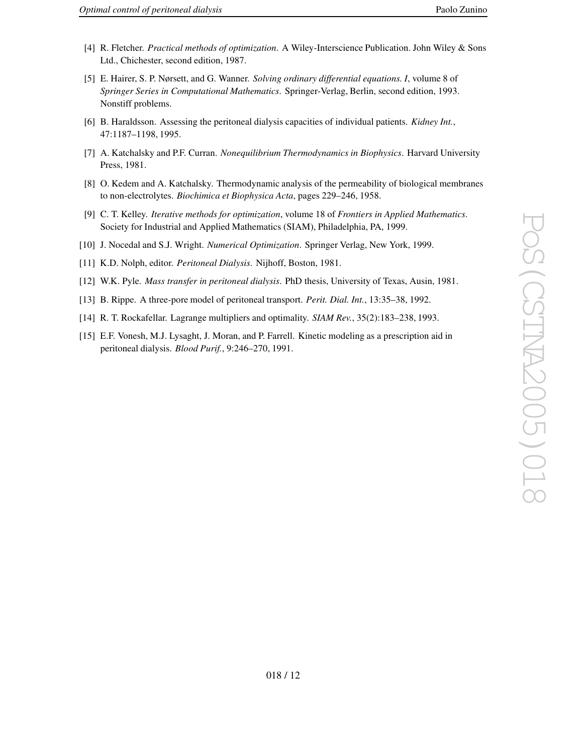[4] R. Fletcher. *Practical methods of optimization*. A Wiley-Interscience Publication. John Wiley & Sons Ltd., Chichester, second edition, 1987.

[5] E. Hairer, S. P. Nørsett, and G. Wanner. *Solving ordinary differential equations. I*, volume 8 of *Springer Series in Computational Mathematics*. Springer-Verlag, Berlin, second edition, 1993. Nonstiff problems.

[6] B. Haraldsson. Assessing the peritoneal dialysis capacities of individual patients. *Kidney Int.*, 47:1187–1198, 1995.

[7] A. Katchalsky and P.F. Curran. *Nonequilibrium Thermodynamics in Biophysics*. Harvard University Press, 1981.

[8] O. Kedem and A. Katchalsky. Thermodynamic analysis of the permeability of biological membranes to non-electrolytes. *Biochimica et Biophysica Acta*, pages 229–246, 1958.

[9] C. T. Kelley. *Iterative methods for optimization*, volume 18 of *Frontiers in Applied Mathematics*. Society for Industrial and Applied Mathematics (SIAM), Philadelphia, PA, 1999.

[10] J. Nocedal and S.J. Wright. *Numerical Optimization*. Springer Verlag, New York, 1999.

[11] K.D. Nolph, editor. *Peritoneal Dialysis*. Nijhoff, Boston, 1981.

[12] W.K. Pyle. *Mass transfer in peritoneal dialysis*. PhD thesis, University of Texas, Ausin, 1981.

[13] B. Rippe. A three-pore model of peritoneal transport. *Perit. Dial. Int.*, 13:35–38, 1992.

[14] R. T. Rockafellar. Lagrange multipliers and optimality. *SIAM Rev.*, 35(2):183–238, 1993.

[15] E.F. Vonesh, M.J. Lysaght, J. Moran, and P. Farrell. Kinetic modeling as a prescription aid in peritoneal dialysis. *Blood Purif.*, 9:246–270, 1991.